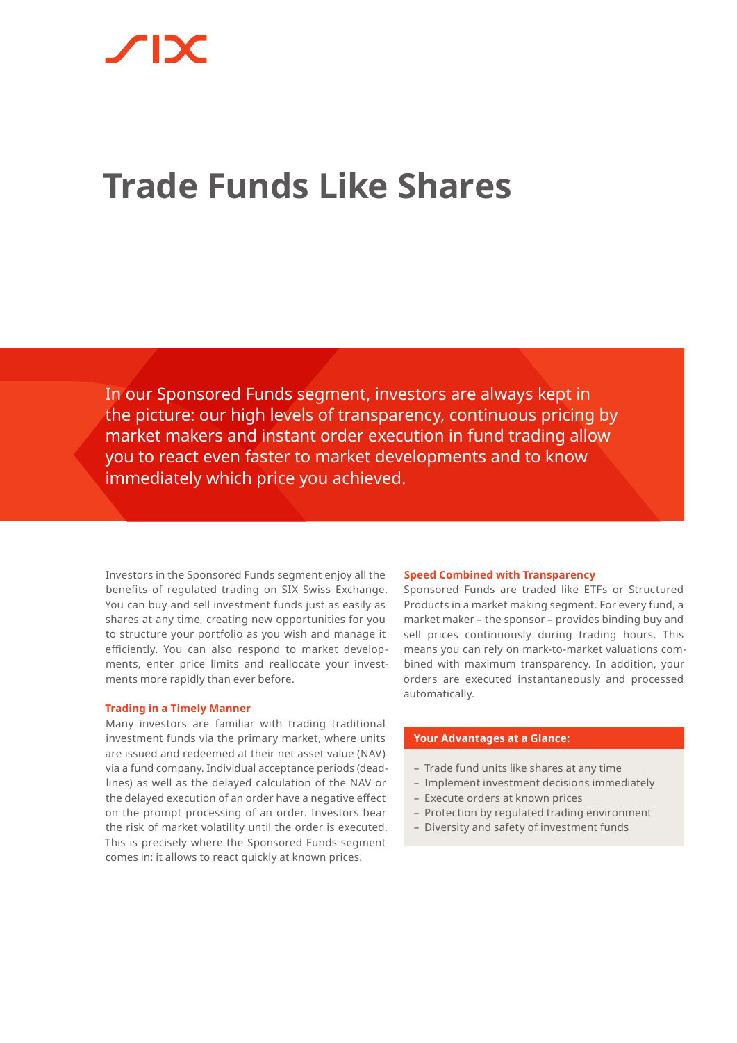# Trade Funds Like Shares

In our Sponsored Funds segment, investors are always kept in the picture: our high levels of transparency, continuous pricing by market makers and instant order execution in fund trading allow you to react even faster to market developments and to know immediately which price you achieved.

Investors in the Sponsored Funds segment enjoy all the benefits of regulated trading on SIX Swiss Exchange. You can buy and sell investment funds just as easily as shares at any time, creating new opportunities for you to structure your portfolio as you wish and manage it efficiently. You can also respond to market developments, enter price limits and reallocate your investments more rapidly than ever before.

### Trading in a Timely Manner

Many investors are familiar with trading traditional investment funds via the primary market, where units are issued and redeemed at their net asset value (NAV) via a fund company. Individual acceptance periods (deadlines) as well as the delayed calculation of the NAV or the delayed execution of an order have a negative effect on the prompt processing of an order. Investors bear the risk of market volatility until the order is executed. This is precisely where the Sponsored Funds segment comes in: it allows to react quickly at known prices.

### Speed Combined with Transparency

Sponsored Funds are traded like ETFs or Structured Products in a market making segment. For every fund, a market maker – the sponsor – provides binding buy and sell prices continuously during trading hours. This means you can rely on mark-to-market valuations combined with maximum transparency. In addition, your orders are executed instantaneously and processed automatically.

**Your Advantages at a Glance:**

- Trade fund units like shares at any time
- Implement investment decisions immediately
- Execute orders at known prices
- Protection by regulated trading environment
- Diversity and safety of investment funds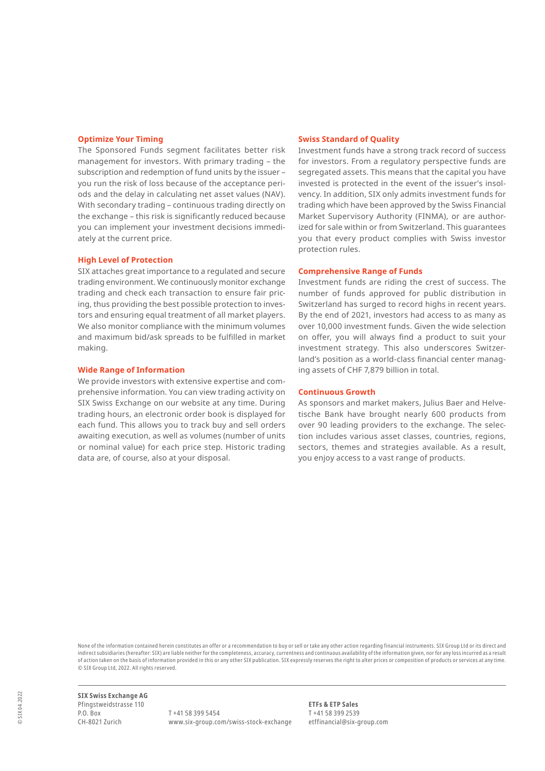### Optimize Your Timing

The Sponsored Funds segment facilitates better risk management for investors. With primary trading – the subscription and redemption of fund units by the issuer – you run the risk of loss because of the acceptance periods and the delay in calculating net asset values (NAV). With secondary trading – continuous trading directly on the exchange – this risk is significantly reduced because you can implement your investment decisions immediately at the current price.

### High Level of Protection

SIX attaches great importance to a regulated and secure trading environment. We continuously monitor exchange trading and check each transaction to ensure fair pricing, thus providing the best possible protection to investors and ensuring equal treatment of all market players. We also monitor compliance with the minimum volumes and maximum bid/ask spreads to be fulfilled in market making.

### Wide Range of Information

We provide investors with extensive expertise and comprehensive information. You can view trading activity on SIX Swiss Exchange on our website at any time. During trading hours, an electronic order book is displayed for each fund. This allows you to track buy and sell orders awaiting execution, as well as volumes (number of units or nominal value) for each price step. Historic trading data are, of course, also at your disposal.

### Swiss Standard of Quality

Investment funds have a strong track record of success for investors. From a regulatory perspective funds are segregated assets. This means that the capital you have invested is protected in the event of the issuer's insolvency. In addition, SIX only admits investment funds for trading which have been approved by the Swiss Financial Market Supervisory Authority (FINMA), or are authorized for sale within or from Switzerland. This guarantees you that every product complies with Swiss investor protection rules.

### Comprehensive Range of Funds

Investment funds are riding the crest of success. The number of funds approved for public distribution in Switzerland has surged to record highs in recent years. By the end of 2021, investors had access to as many as over 10,000 investment funds. Given the wide selection on offer, you will always find a product to suit your investment strategy. This also underscores Switzerland's position as a world-class financial center managing assets of CHF 7,879 billion in total.

### Continuous Growth

As sponsors and market makers, Julius Baer and Helvetische Bank have brought nearly 600 products from over 90 leading providers to the exchange. The selection includes various asset classes, countries, regions, sectors, themes and strategies available. As a result, you enjoy access to a vast range of products.

None of the information contained herein constitutes an offer or a recommendation to buy or sell or take any other action regarding financial instruments. SIX Group Ltd or its direct and indirect subsidiaries (hereafter: SIX) are liable neither for the completeness, accuracy, currentness and continuous availability of the information given, nor for any loss incurred as a result of action taken on the basis of information provided in this or any other SIX publication. SIX expressly reserves the right to alter prices or composition of products or services at any time. © SIX Group Ltd, 2022. All rights reserved.

**SIX Swiss Exchange AG**
Pfingstweidstrasse 110
P.O. Box
CH-8021 Zurich

T +41 58 399 5454
www.six-group.com/swiss-stock-exchange

**ETFs & ETP Sales**
T +41 58 399 2539
etffinancial@six-group.com

© SIX 04.2022